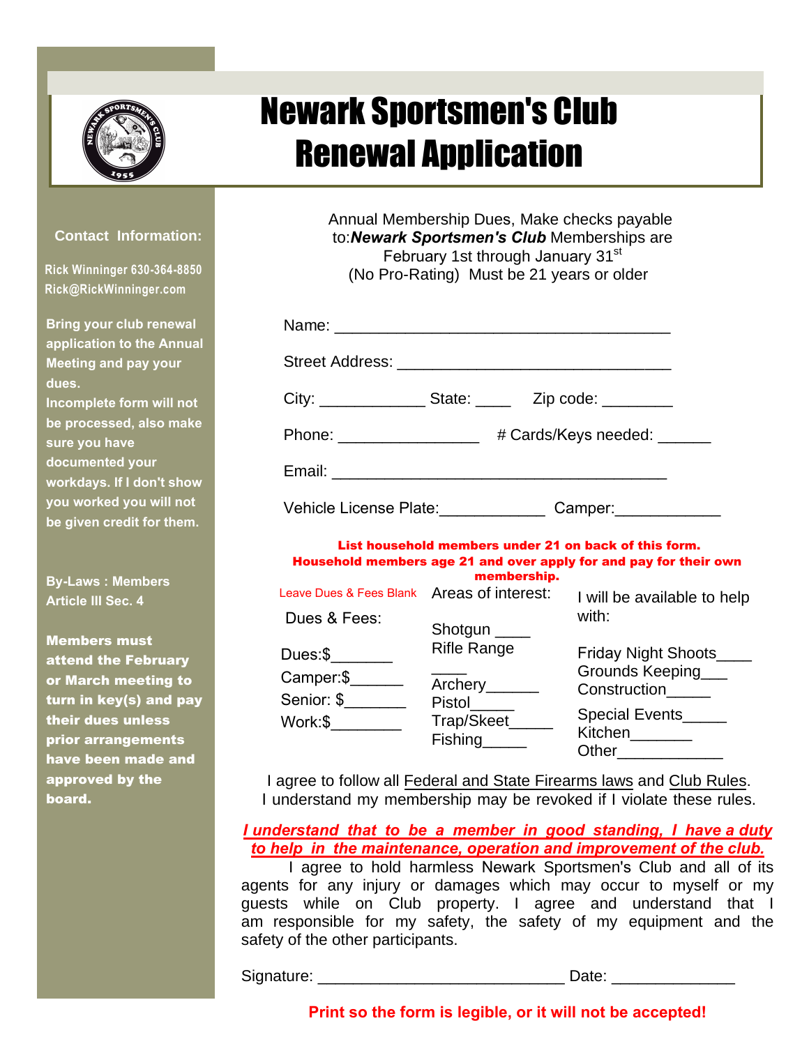# Newark Sportsmen's Club Renewal Application

**Contact Information:**

Rick Winninger 630-364-8850
Rick@RickWinninger.com

**Bring your club renewal application to the Annual Meeting and pay your dues.**
**Incomplete form will not be processed, also make sure you have documented your workdays. If I don't show you worked you will not be given credit for them.**

**By-Laws : Members Article III Sec. 4**

**Members must attend the February or March meeting to turn in key(s) and pay their dues unless prior arrangements have been made and approved by the board.**

Annual Membership Dues, Make checks payable to:***Newark Sportsmen's Club*** Memberships are February 1st through January 31st
(No Pro-Rating) Must be 21 years or older

Name: ______________________________________

Street Address: _______________________________

City: ____________ State: ____ Zip code: ________

Phone: ________________ # Cards/Keys needed: ______

Email: ______________________________________

Vehicle License Plate:____________ Camper:____________

**List household members under 21 on back of this form.**
**Household members age 21 and over apply for and pay for their own membership.**

Leave Dues & Fees Blank

Dues & Fees:

Dues:$_______
Camper:$______
Senior: $_______
Work:$________

Areas of interest:

Shotgun ____
Rifle Range ____
Archery______
Pistol______
Trap/Skeet_____
Fishing_____

I will be available to help with:

Friday Night Shoots____
Grounds Keeping___
Construction_____
Special Events_____
Kitchen_______
Other____________

I agree to follow all Federal and State Firearms laws and Club Rules.
I understand my membership may be revoked if I violate these rules.

***I understand that to be a member in good standing, I have a duty to help in the maintenance, operation and improvement of the club.***

I agree to hold harmless Newark Sportsmen's Club and all of its agents for any injury or damages which may occur to myself or my guests while on Club property. I agree and understand that I am responsible for my safety, the safety of my equipment and the safety of the other participants.

Signature: ___________________________ Date: _____________

**Print so the form is legible, or it will not be accepted!**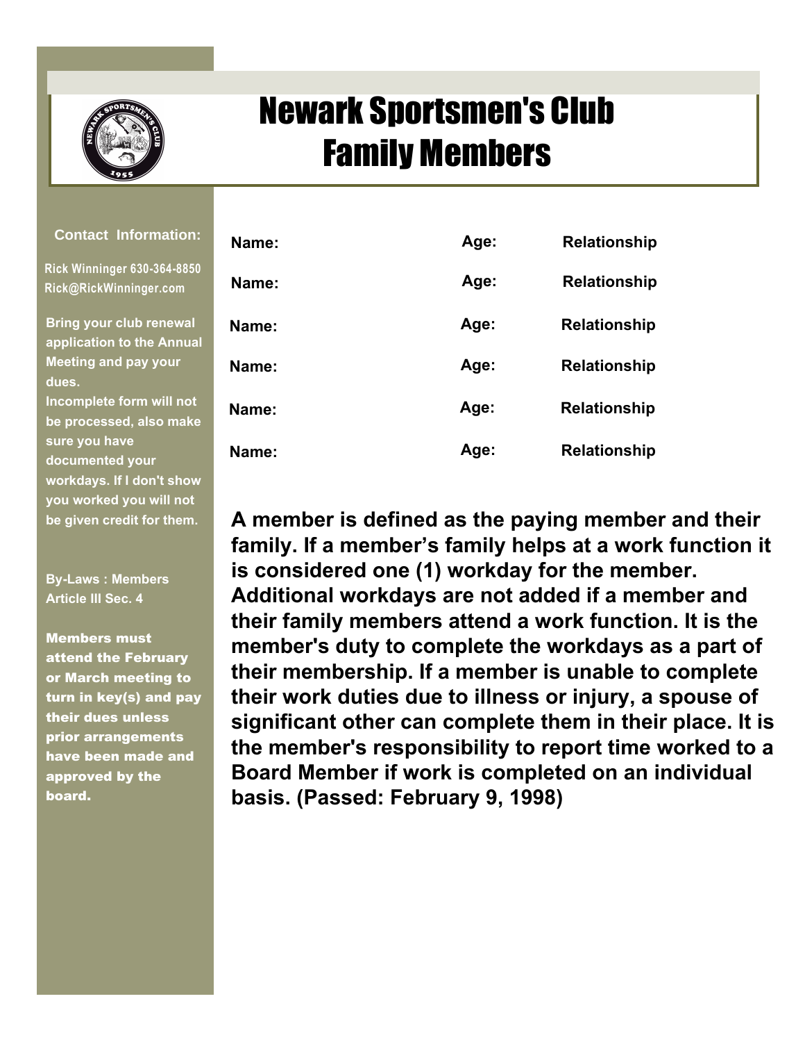# Newark Sportsmen's Club Family Members

**Contact Information:**

**Rick Winninger 630-364-8850**
**Rick@RickWinninger.com**

**Bring your club renewal application to the Annual Meeting and pay your dues.**
**Incomplete form will not be processed, also make sure you have documented your workdays. If I don't show you worked you will not be given credit for them.**

**By-Laws : Members Article III Sec. 4**

**Members must attend the February or March meeting to turn in key(s) and pay their dues unless prior arrangements have been made and approved by the board.**

| | | |
|---|---|---|
| **Name:** | **Age:** | **Relationship** |
| **Name:** | **Age:** | **Relationship** |
| **Name:** | **Age:** | **Relationship** |
| **Name:** | **Age:** | **Relationship** |
| **Name:** | **Age:** | **Relationship** |
| **Name:** | **Age:** | **Relationship** |

**A member is defined as the paying member and their family. If a member's family helps at a work function it is considered one (1) workday for the member. Additional workdays are not added if a member and their family members attend a work function. It is the member's duty to complete the workdays as a part of their membership. If a member is unable to complete their work duties due to illness or injury, a spouse of significant other can complete them in their place. It is the member's responsibility to report time worked to a Board Member if work is completed on an individual basis. (Passed: February 9, 1998)**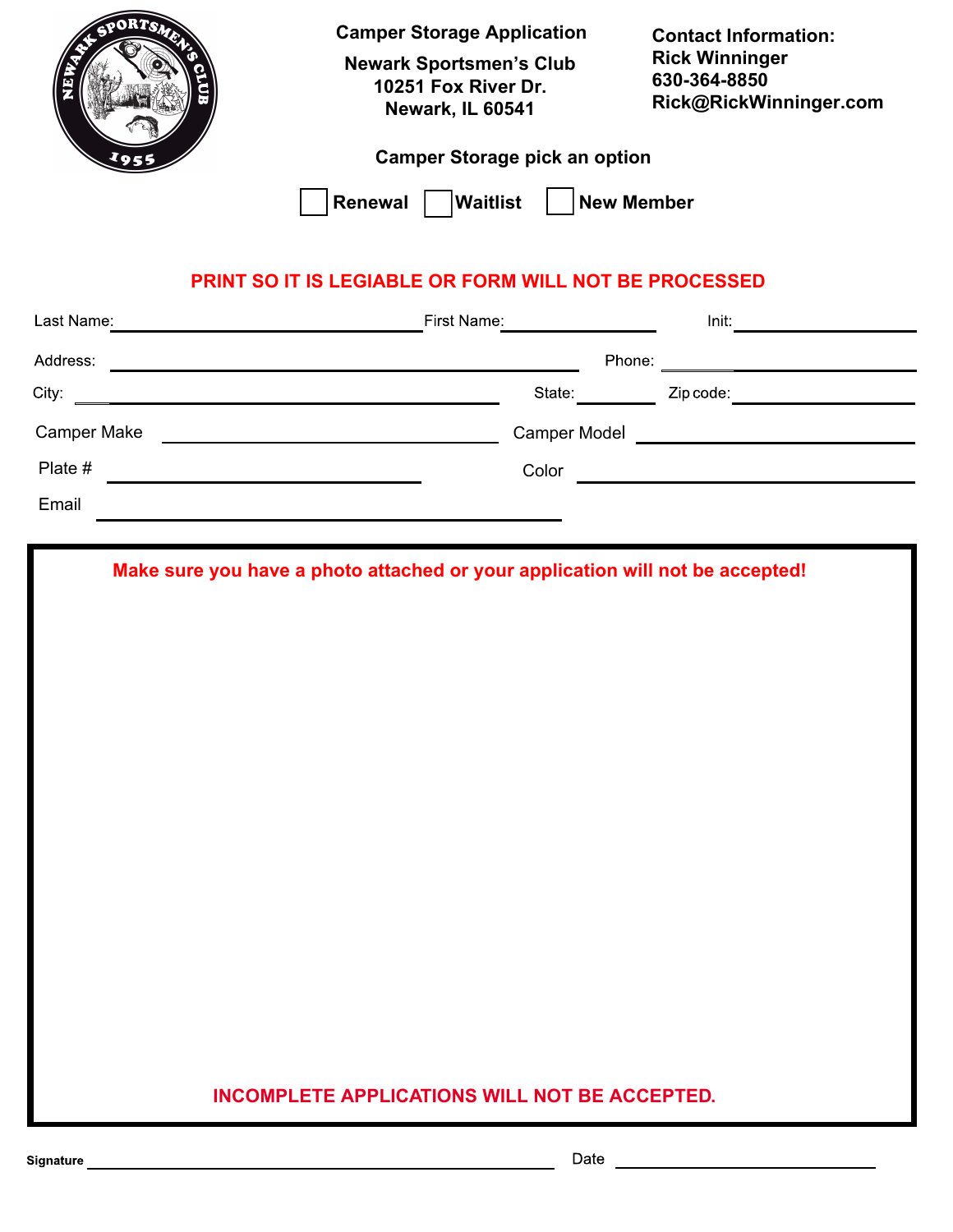# Camper Storage Application

**Newark Sportsmen's Club**
**10251 Fox River Dr.**
**Newark, IL 60541**

**Contact Information:**
**Rick Winninger**
**630-364-8850**
**Rick@RickWinninger.com**

**Camper Storage pick an option**

☐ **Renewal** ☐ **Waitlist** ☐ **New Member**

**PRINT SO IT IS LEGIABLE OR FORM WILL NOT BE PROCESSED**

Last Name: ______________________ First Name: ______________ Init: ____________

Address: ______________________________________ Phone: ______________

City: ______________________________ State: ________ Zip code: ____________

Camper Make ______________________ Camper Model ______________________

Plate # ______________________ Color ______________________

Email ______________________________

**Make sure you have a photo attached or your application will not be accepted!**

**INCOMPLETE APPLICATIONS WILL NOT BE ACCEPTED.**

**Signature** ______________________________ Date ______________________